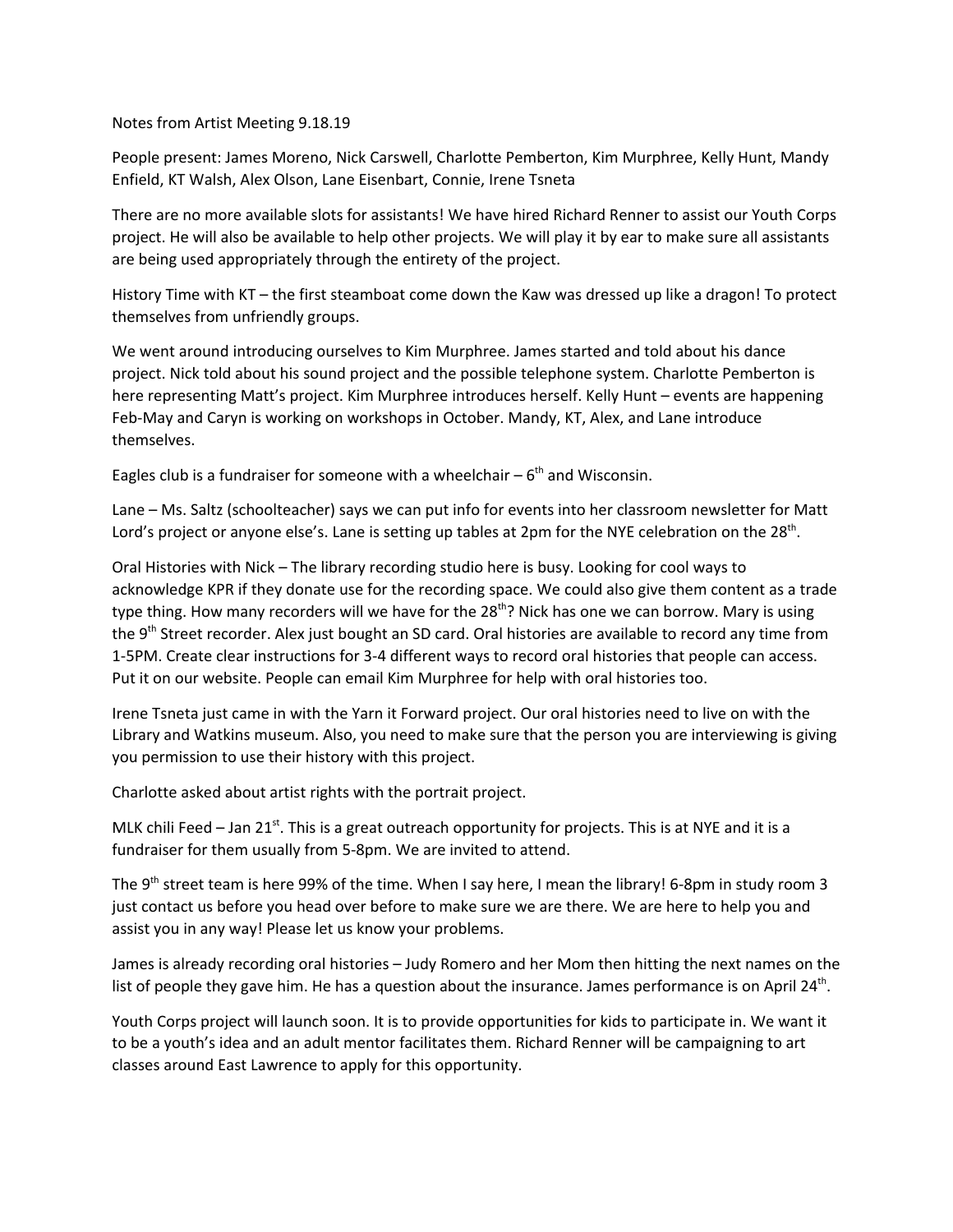Notes from Artist Meeting 9.18.19

People present: James Moreno, Nick Carswell, Charlotte Pemberton, Kim Murphree, Kelly Hunt, Mandy Enfield, KT Walsh, Alex Olson, Lane Eisenbart, Connie, Irene Tsneta

There are no more available slots for assistants! We have hired Richard Renner to assist our Youth Corps project. He will also be available to help other projects. We will play it by ear to make sure all assistants are being used appropriately through the entirety of the project.

History Time with KT – the first steamboat come down the Kaw was dressed up like a dragon! To protect themselves from unfriendly groups.

We went around introducing ourselves to Kim Murphree. James started and told about his dance project. Nick told about his sound project and the possible telephone system. Charlotte Pemberton is here representing Matt's project. Kim Murphree introduces herself. Kelly Hunt – events are happening Feb-May and Caryn is working on workshops in October. Mandy, KT, Alex, and Lane introduce themselves.

Eagles club is a fundraiser for someone with a wheelchair – 6th and Wisconsin.

Lane – Ms. Saltz (schoolteacher) says we can put info for events into her classroom newsletter for Matt Lord's project or anyone else's. Lane is setting up tables at 2pm for the NYE celebration on the 28th.

Oral Histories with Nick – The library recording studio here is busy. Looking for cool ways to acknowledge KPR if they donate use for the recording space. We could also give them content as a trade type thing. How many recorders will we have for the 28th? Nick has one we can borrow. Mary is using the 9th Street recorder. Alex just bought an SD card. Oral histories are available to record any time from 1-5PM. Create clear instructions for 3-4 different ways to record oral histories that people can access. Put it on our website. People can email Kim Murphree for help with oral histories too.

Irene Tsneta just came in with the Yarn it Forward project. Our oral histories need to live on with the Library and Watkins museum. Also, you need to make sure that the person you are interviewing is giving you permission to use their history with this project.

Charlotte asked about artist rights with the portrait project.

MLK chili Feed – Jan 21st. This is a great outreach opportunity for projects. This is at NYE and it is a fundraiser for them usually from 5-8pm. We are invited to attend.

The 9th street team is here 99% of the time. When I say here, I mean the library! 6-8pm in study room 3 just contact us before you head over before to make sure we are there. We are here to help you and assist you in any way! Please let us know your problems.

James is already recording oral histories – Judy Romero and her Mom then hitting the next names on the list of people they gave him. He has a question about the insurance. James performance is on April 24th.

Youth Corps project will launch soon. It is to provide opportunities for kids to participate in. We want it to be a youth's idea and an adult mentor facilitates them. Richard Renner will be campaigning to art classes around East Lawrence to apply for this opportunity.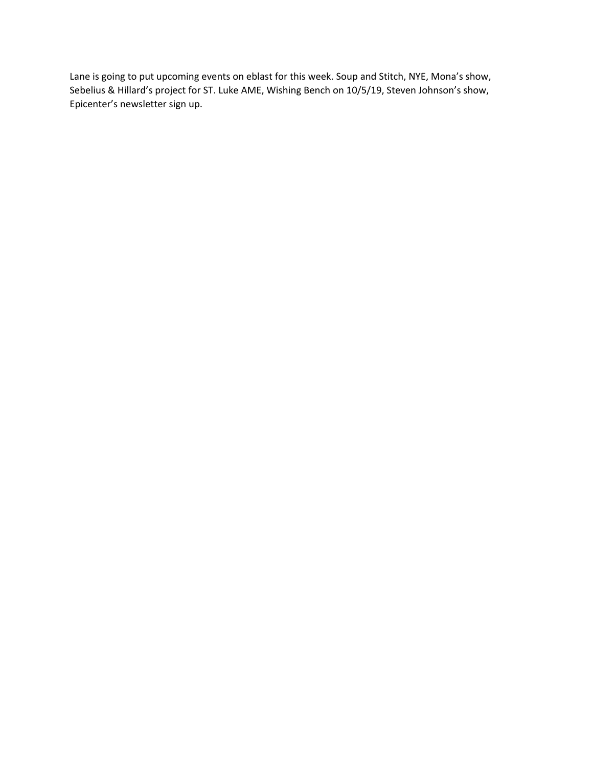Lane is going to put upcoming events on eblast for this week. Soup and Stitch, NYE, Mona's show, Sebelius & Hillard's project for ST. Luke AME, Wishing Bench on 10/5/19, Steven Johnson's show, Epicenter's newsletter sign up.